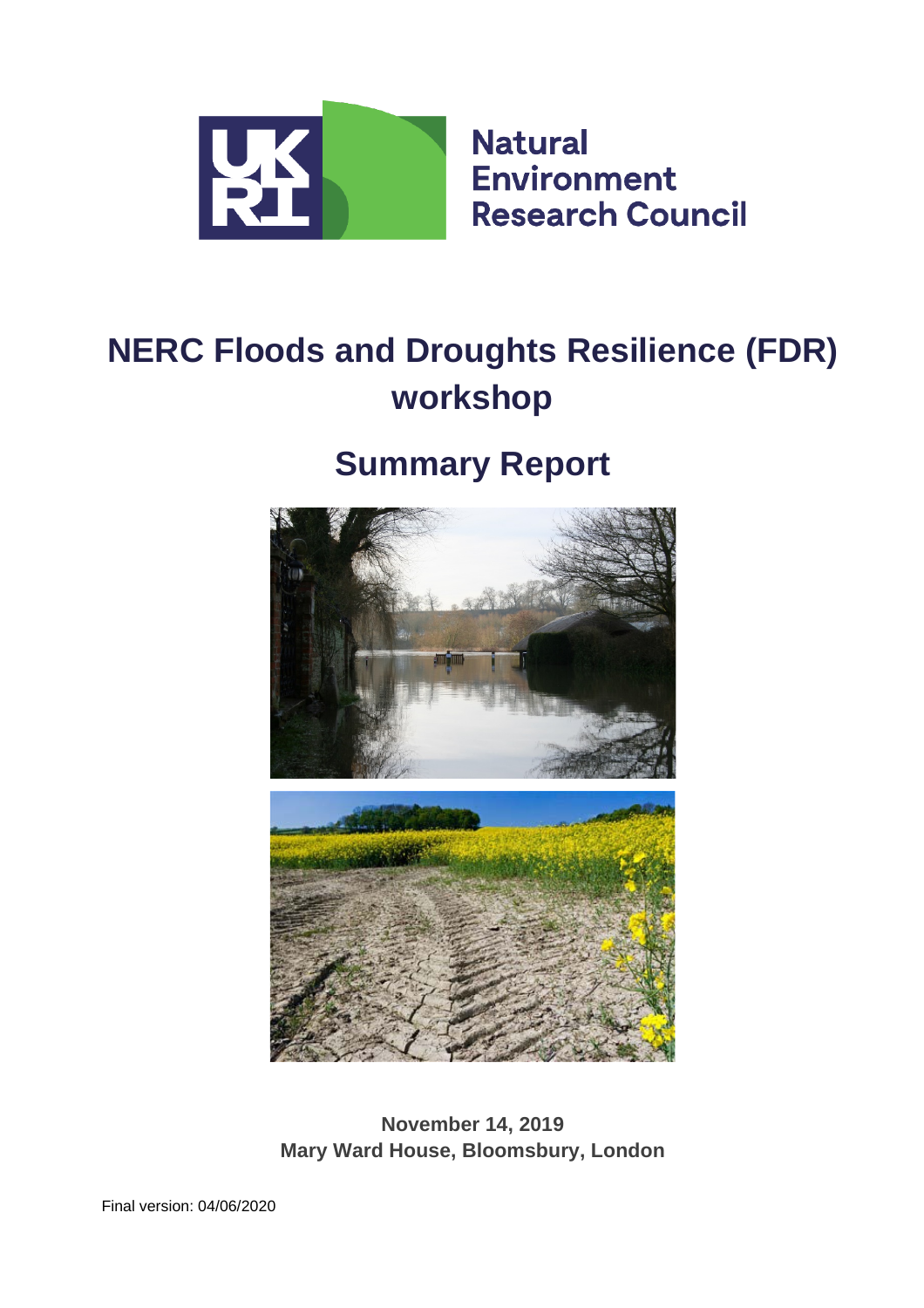Natural Environment Research Council

# NERC Floods and Droughts Resilience (FDR) workshop

## Summary Report

**November 14, 2019**
**Mary Ward House, Bloomsbury, London**

Final version: 04/06/2020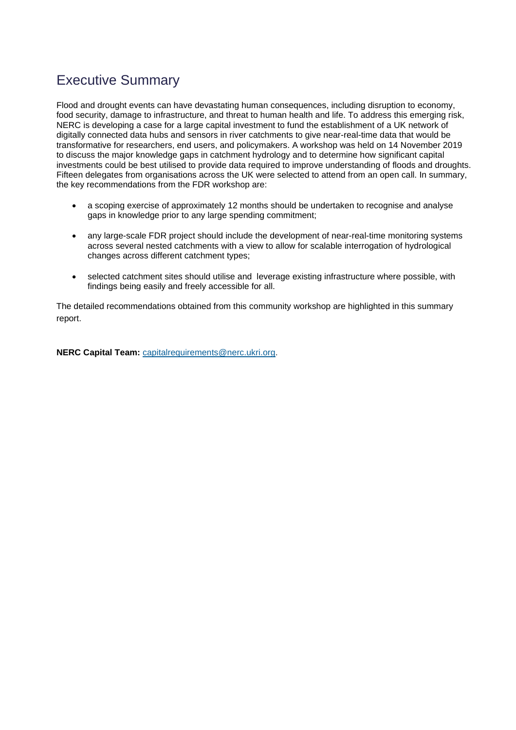# Executive Summary

Flood and drought events can have devastating human consequences, including disruption to economy, food security, damage to infrastructure, and threat to human health and life. To address this emerging risk, NERC is developing a case for a large capital investment to fund the establishment of a UK network of digitally connected data hubs and sensors in river catchments to give near-real-time data that would be transformative for researchers, end users, and policymakers. A workshop was held on 14 November 2019 to discuss the major knowledge gaps in catchment hydrology and to determine how significant capital investments could be best utilised to provide data required to improve understanding of floods and droughts. Fifteen delegates from organisations across the UK were selected to attend from an open call. In summary, the key recommendations from the FDR workshop are:

- a scoping exercise of approximately 12 months should be undertaken to recognise and analyse gaps in knowledge prior to any large spending commitment;
- any large-scale FDR project should include the development of near-real-time monitoring systems across several nested catchments with a view to allow for scalable interrogation of hydrological changes across different catchment types;
- selected catchment sites should utilise and leverage existing infrastructure where possible, with findings being easily and freely accessible for all.

The detailed recommendations obtained from this community workshop are highlighted in this summary report.

**NERC Capital Team:** capitalrequirements@nerc.ukri.org.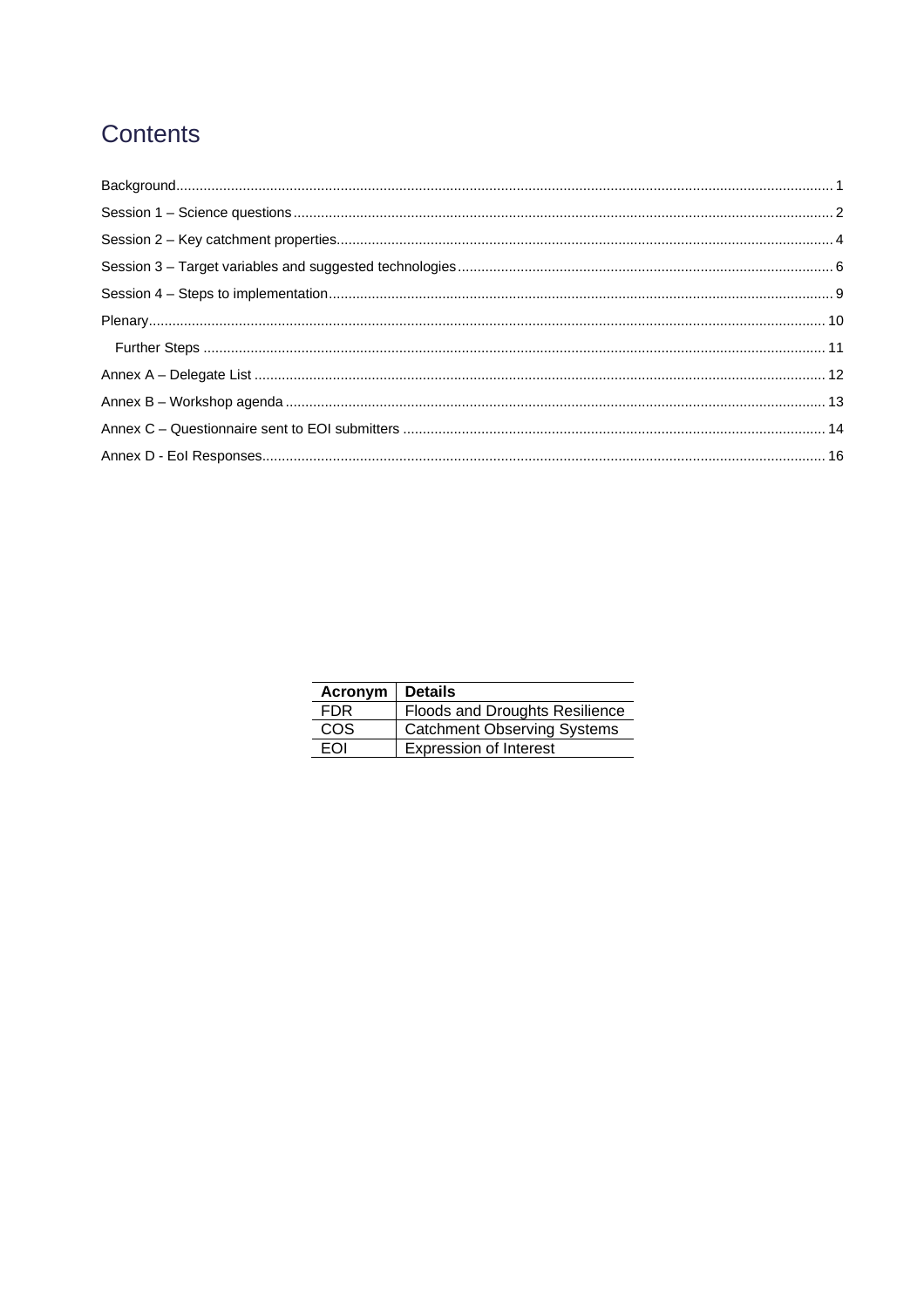# Contents

Background ........ 1
Session 1 – Science questions ........ 2
Session 2 – Key catchment properties ........ 4
Session 3 – Target variables and suggested technologies ........ 6
Session 4 – Steps to implementation ........ 9
Plenary ........ 10
  Further Steps ........ 11
Annex A – Delegate List ........ 12
Annex B – Workshop agenda ........ 13
Annex C – Questionnaire sent to EOI submitters ........ 14
Annex D - EoI Responses ........ 16

| Acronym | Details |
|---|---|
| FDR | Floods and Droughts Resilience |
| COS | Catchment Observing Systems |
| EOI | Expression of Interest |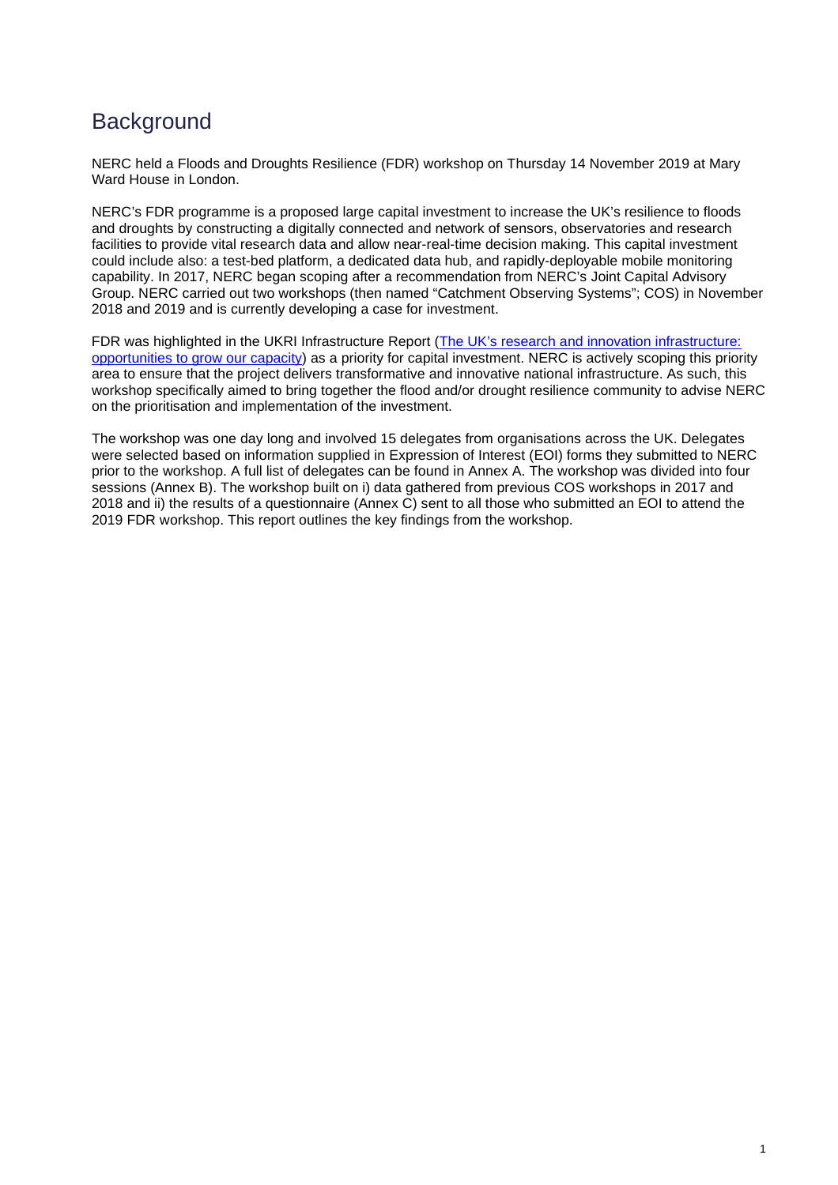# Background

NERC held a Floods and Droughts Resilience (FDR) workshop on Thursday 14 November 2019 at Mary Ward House in London.

NERC's FDR programme is a proposed large capital investment to increase the UK's resilience to floods and droughts by constructing a digitally connected and network of sensors, observatories and research facilities to provide vital research data and allow near-real-time decision making. This capital investment could include also: a test-bed platform, a dedicated data hub, and rapidly-deployable mobile monitoring capability. In 2017, NERC began scoping after a recommendation from NERC's Joint Capital Advisory Group. NERC carried out two workshops (then named "Catchment Observing Systems"; COS) in November 2018 and 2019 and is currently developing a case for investment.

FDR was highlighted in the UKRI Infrastructure Report (The UK's research and innovation infrastructure: opportunities to grow our capacity) as a priority for capital investment. NERC is actively scoping this priority area to ensure that the project delivers transformative and innovative national infrastructure. As such, this workshop specifically aimed to bring together the flood and/or drought resilience community to advise NERC on the prioritisation and implementation of the investment.

The workshop was one day long and involved 15 delegates from organisations across the UK. Delegates were selected based on information supplied in Expression of Interest (EOI) forms they submitted to NERC prior to the workshop. A full list of delegates can be found in Annex A. The workshop was divided into four sessions (Annex B). The workshop built on i) data gathered from previous COS workshops in 2017 and 2018 and ii) the results of a questionnaire (Annex C) sent to all those who submitted an EOI to attend the 2019 FDR workshop. This report outlines the key findings from the workshop.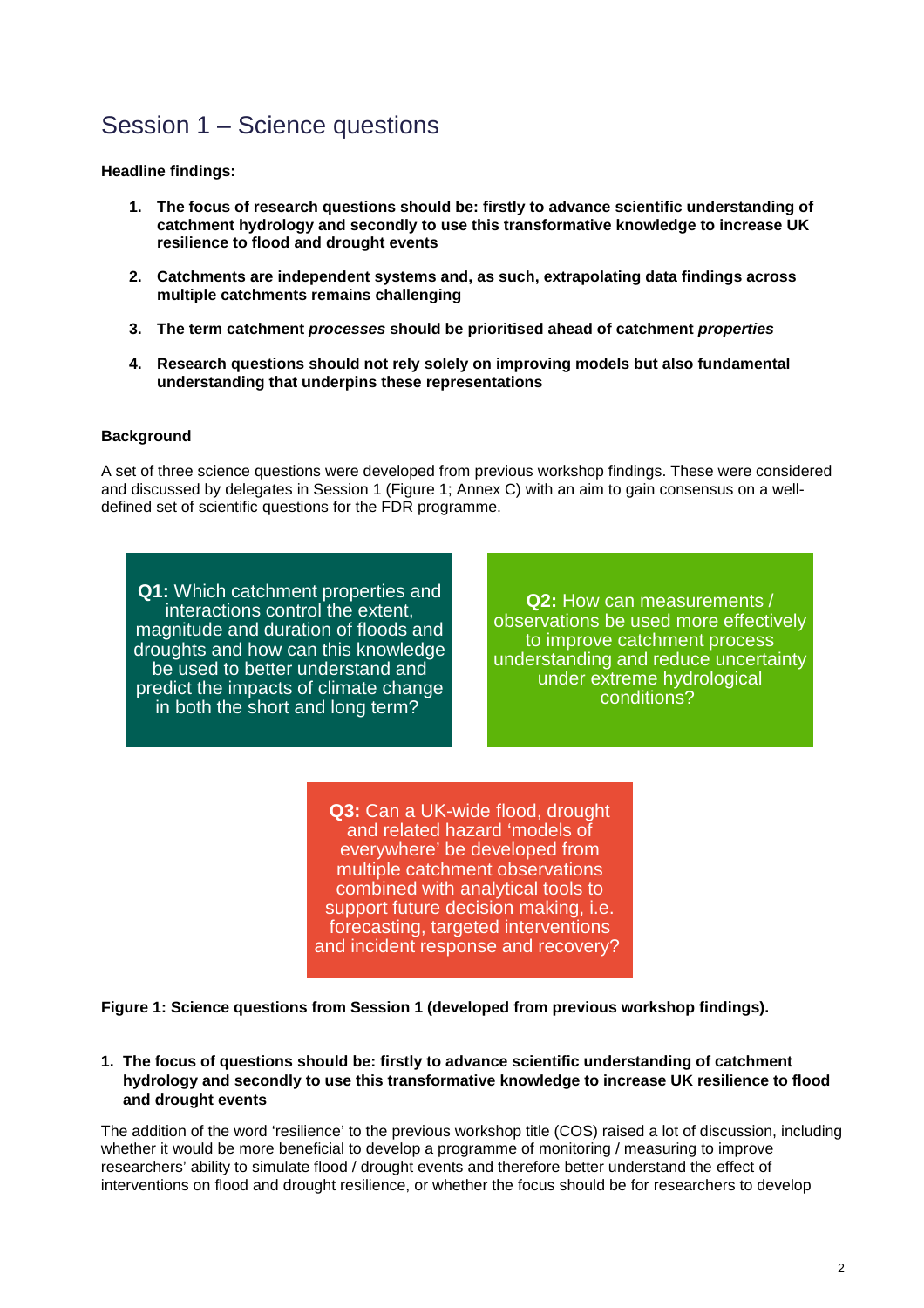## Session 1 – Science questions

**Headline findings:**

1. **The focus of research questions should be: firstly to advance scientific understanding of catchment hydrology and secondly to use this transformative knowledge to increase UK resilience to flood and drought events**

2. **Catchments are independent systems and, as such, extrapolating data findings across multiple catchments remains challenging**

3. **The term catchment *processes* should be prioritised ahead of catchment *properties***

4. **Research questions should not rely solely on improving models but also fundamental understanding that underpins these representations**

**Background**

A set of three science questions were developed from previous workshop findings. These were considered and discussed by delegates in Session 1 (Figure 1; Annex C) with an aim to gain consensus on a well-defined set of scientific questions for the FDR programme.

**Q1:** Which catchment properties and interactions control the extent, magnitude and duration of floods and droughts and how can this knowledge be used to better understand and predict the impacts of climate change in both the short and long term?

**Q2:** How can measurements / observations be used more effectively to improve catchment process understanding and reduce uncertainty under extreme hydrological conditions?

**Q3:** Can a UK-wide flood, drought and related hazard 'models of everywhere' be developed from multiple catchment observations combined with analytical tools to support future decision making, i.e. forecasting, targeted interventions and incident response and recovery?

**Figure 1: Science questions from Session 1 (developed from previous workshop findings).**

1. **The focus of questions should be: firstly to advance scientific understanding of catchment hydrology and secondly to use this transformative knowledge to increase UK resilience to flood and drought events**

The addition of the word 'resilience' to the previous workshop title (COS) raised a lot of discussion, including whether it would be more beneficial to develop a programme of monitoring / measuring to improve researchers' ability to simulate flood / drought events and therefore better understand the effect of interventions on flood and drought resilience, or whether the focus should be for researchers to develop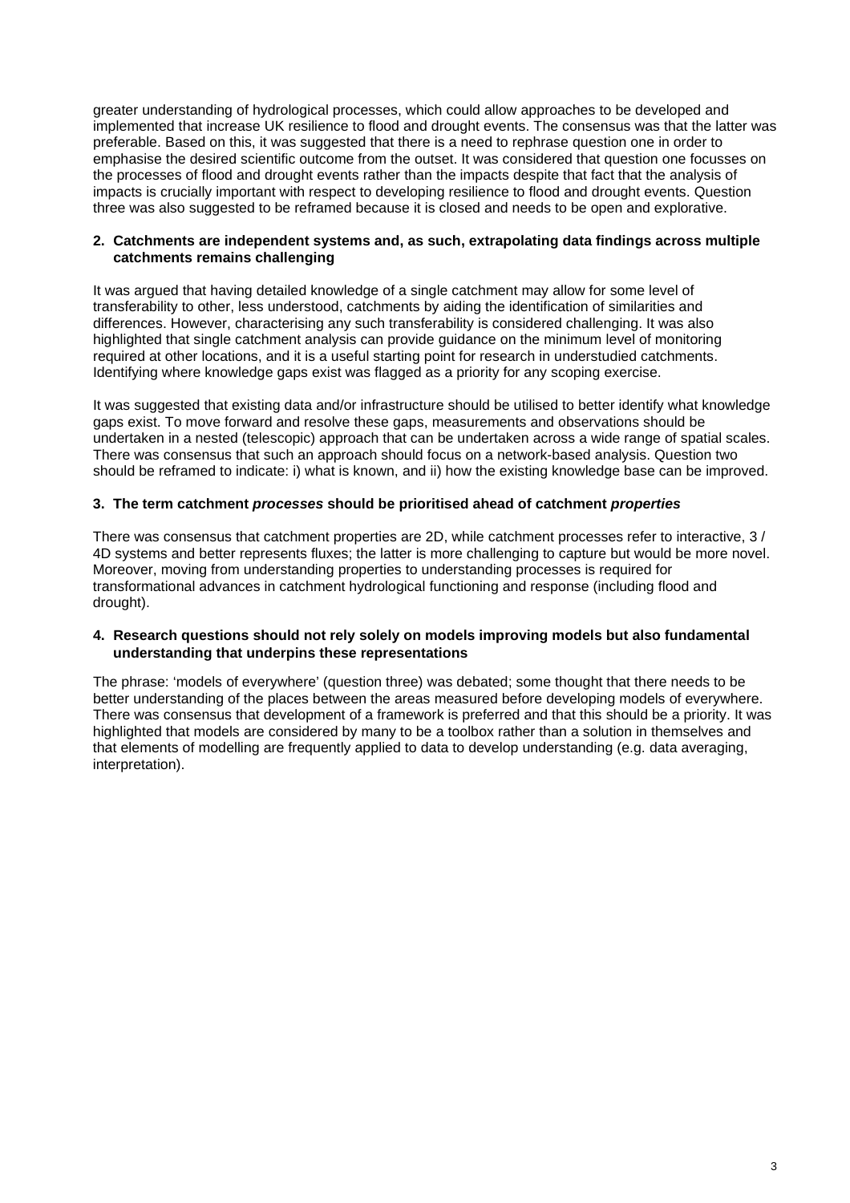greater understanding of hydrological processes, which could allow approaches to be developed and implemented that increase UK resilience to flood and drought events. The consensus was that the latter was preferable. Based on this, it was suggested that there is a need to rephrase question one in order to emphasise the desired scientific outcome from the outset. It was considered that question one focusses on the processes of flood and drought events rather than the impacts despite that fact that the analysis of impacts is crucially important with respect to developing resilience to flood and drought events. Question three was also suggested to be reframed because it is closed and needs to be open and explorative.

**2. Catchments are independent systems and, as such, extrapolating data findings across multiple catchments remains challenging**

It was argued that having detailed knowledge of a single catchment may allow for some level of transferability to other, less understood, catchments by aiding the identification of similarities and differences. However, characterising any such transferability is considered challenging. It was also highlighted that single catchment analysis can provide guidance on the minimum level of monitoring required at other locations, and it is a useful starting point for research in understudied catchments. Identifying where knowledge gaps exist was flagged as a priority for any scoping exercise.

It was suggested that existing data and/or infrastructure should be utilised to better identify what knowledge gaps exist. To move forward and resolve these gaps, measurements and observations should be undertaken in a nested (telescopic) approach that can be undertaken across a wide range of spatial scales. There was consensus that such an approach should focus on a network-based analysis. Question two should be reframed to indicate: i) what is known, and ii) how the existing knowledge base can be improved.

**3. The term catchment *processes* should be prioritised ahead of catchment *properties***

There was consensus that catchment properties are 2D, while catchment processes refer to interactive, 3 / 4D systems and better represents fluxes; the latter is more challenging to capture but would be more novel. Moreover, moving from understanding properties to understanding processes is required for transformational advances in catchment hydrological functioning and response (including flood and drought).

**4. Research questions should not rely solely on models improving models but also fundamental understanding that underpins these representations**

The phrase: 'models of everywhere' (question three) was debated; some thought that there needs to be better understanding of the places between the areas measured before developing models of everywhere. There was consensus that development of a framework is preferred and that this should be a priority. It was highlighted that models are considered by many to be a toolbox rather than a solution in themselves and that elements of modelling are frequently applied to data to develop understanding (e.g. data averaging, interpretation).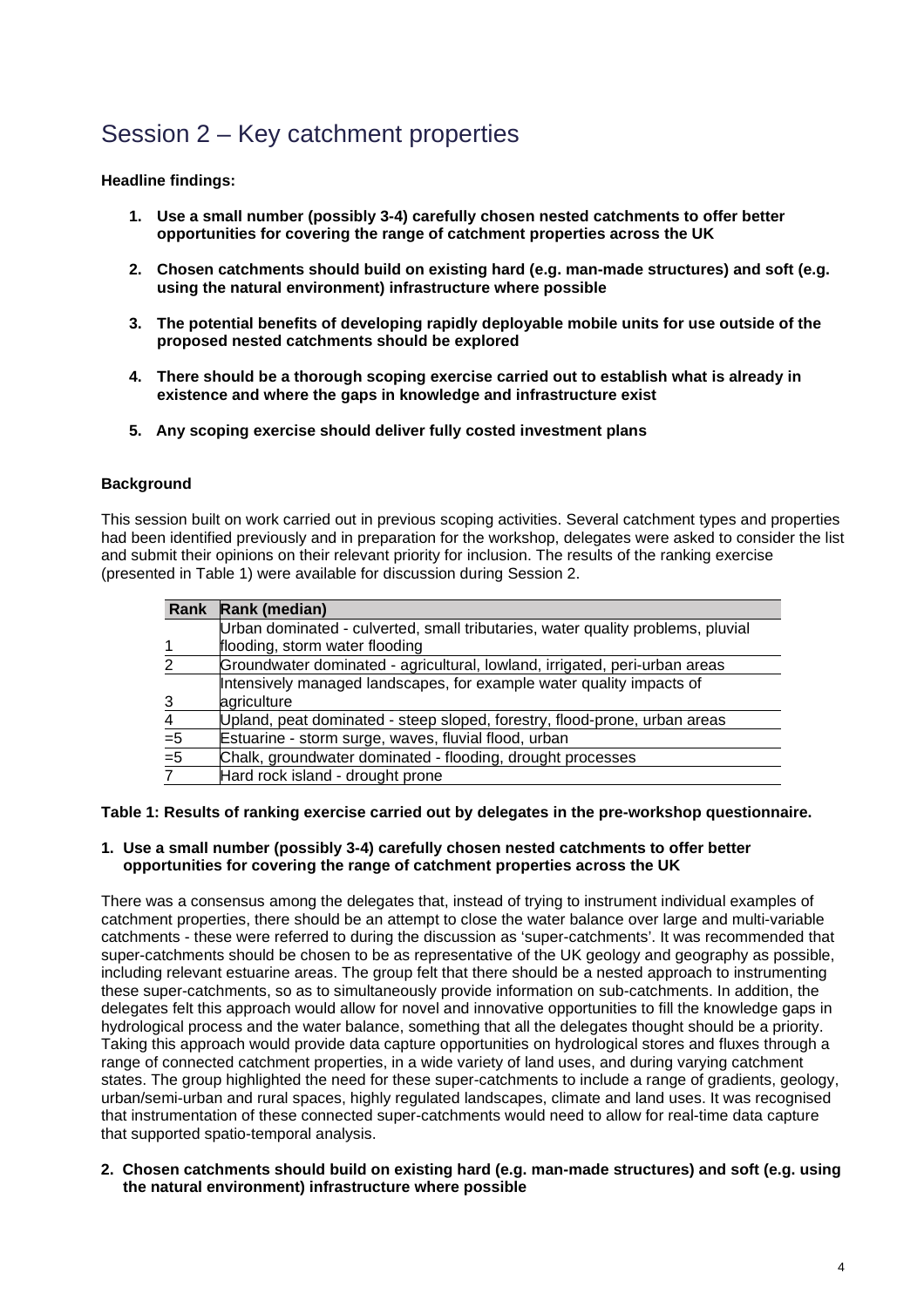# Session 2 – Key catchment properties

**Headline findings:**

1. **Use a small number (possibly 3-4) carefully chosen nested catchments to offer better opportunities for covering the range of catchment properties across the UK**
2. **Chosen catchments should build on existing hard (e.g. man-made structures) and soft (e.g. using the natural environment) infrastructure where possible**
3. **The potential benefits of developing rapidly deployable mobile units for use outside of the proposed nested catchments should be explored**
4. **There should be a thorough scoping exercise carried out to establish what is already in existence and where the gaps in knowledge and infrastructure exist**
5. **Any scoping exercise should deliver fully costed investment plans**

**Background**

This session built on work carried out in previous scoping activities. Several catchment types and properties had been identified previously and in preparation for the workshop, delegates were asked to consider the list and submit their opinions on their relevant priority for inclusion. The results of the ranking exercise (presented in Table 1) were available for discussion during Session 2.

| Rank | Rank (median) |
|---|---|
| 1 | Urban dominated - culverted, small tributaries, water quality problems, pluvial flooding, storm water flooding |
| 2 | Groundwater dominated - agricultural, lowland, irrigated, peri-urban areas |
| 3 | Intensively managed landscapes, for example water quality impacts of agriculture |
| 4 | Upland, peat dominated - steep sloped, forestry, flood-prone, urban areas |
| =5 | Estuarine - storm surge, waves, fluvial flood, urban |
| =5 | Chalk, groundwater dominated - flooding, drought processes |
| 7 | Hard rock island - drought prone |

**Table 1: Results of ranking exercise carried out by delegates in the pre-workshop questionnaire.**

**1. Use a small number (possibly 3-4) carefully chosen nested catchments to offer better opportunities for covering the range of catchment properties across the UK**

There was a consensus among the delegates that, instead of trying to instrument individual examples of catchment properties, there should be an attempt to close the water balance over large and multi-variable catchments - these were referred to during the discussion as 'super-catchments'. It was recommended that super-catchments should be chosen to be as representative of the UK geology and geography as possible, including relevant estuarine areas. The group felt that there should be a nested approach to instrumenting these super-catchments, so as to simultaneously provide information on sub-catchments. In addition, the delegates felt this approach would allow for novel and innovative opportunities to fill the knowledge gaps in hydrological process and the water balance, something that all the delegates thought should be a priority. Taking this approach would provide data capture opportunities on hydrological stores and fluxes through a range of connected catchment properties, in a wide variety of land uses, and during varying catchment states. The group highlighted the need for these super-catchments to include a range of gradients, geology, urban/semi-urban and rural spaces, highly regulated landscapes, climate and land uses. It was recognised that instrumentation of these connected super-catchments would need to allow for real-time data capture that supported spatio-temporal analysis.

**2. Chosen catchments should build on existing hard (e.g. man-made structures) and soft (e.g. using the natural environment) infrastructure where possible**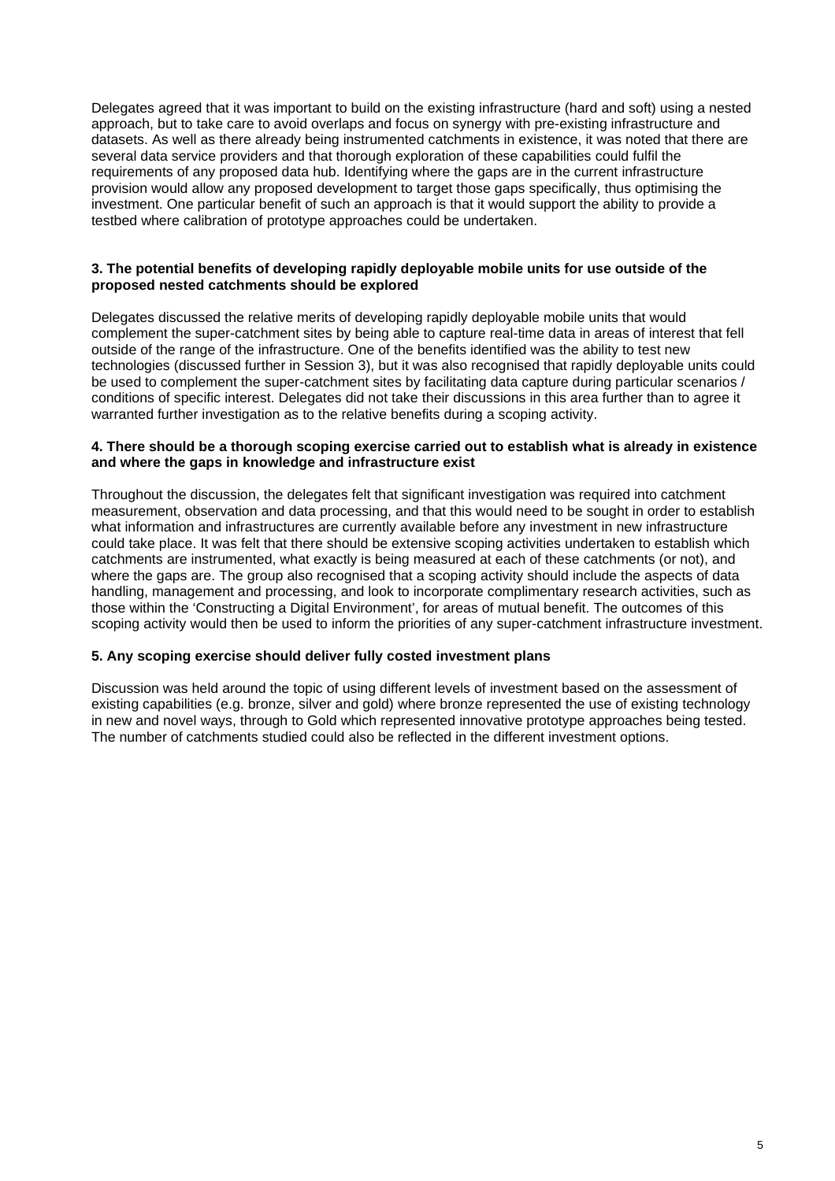Delegates agreed that it was important to build on the existing infrastructure (hard and soft) using a nested approach, but to take care to avoid overlaps and focus on synergy with pre-existing infrastructure and datasets. As well as there already being instrumented catchments in existence, it was noted that there are several data service providers and that thorough exploration of these capabilities could fulfil the requirements of any proposed data hub. Identifying where the gaps are in the current infrastructure provision would allow any proposed development to target those gaps specifically, thus optimising the investment. One particular benefit of such an approach is that it would support the ability to provide a testbed where calibration of prototype approaches could be undertaken.

**3. The potential benefits of developing rapidly deployable mobile units for use outside of the proposed nested catchments should be explored**

Delegates discussed the relative merits of developing rapidly deployable mobile units that would complement the super-catchment sites by being able to capture real-time data in areas of interest that fell outside of the range of the infrastructure. One of the benefits identified was the ability to test new technologies (discussed further in Session 3), but it was also recognised that rapidly deployable units could be used to complement the super-catchment sites by facilitating data capture during particular scenarios / conditions of specific interest. Delegates did not take their discussions in this area further than to agree it warranted further investigation as to the relative benefits during a scoping activity.

**4. There should be a thorough scoping exercise carried out to establish what is already in existence and where the gaps in knowledge and infrastructure exist**

Throughout the discussion, the delegates felt that significant investigation was required into catchment measurement, observation and data processing, and that this would need to be sought in order to establish what information and infrastructures are currently available before any investment in new infrastructure could take place. It was felt that there should be extensive scoping activities undertaken to establish which catchments are instrumented, what exactly is being measured at each of these catchments (or not), and where the gaps are. The group also recognised that a scoping activity should include the aspects of data handling, management and processing, and look to incorporate complimentary research activities, such as those within the 'Constructing a Digital Environment', for areas of mutual benefit. The outcomes of this scoping activity would then be used to inform the priorities of any super-catchment infrastructure investment.

**5. Any scoping exercise should deliver fully costed investment plans**

Discussion was held around the topic of using different levels of investment based on the assessment of existing capabilities (e.g. bronze, silver and gold) where bronze represented the use of existing technology in new and novel ways, through to Gold which represented innovative prototype approaches being tested. The number of catchments studied could also be reflected in the different investment options.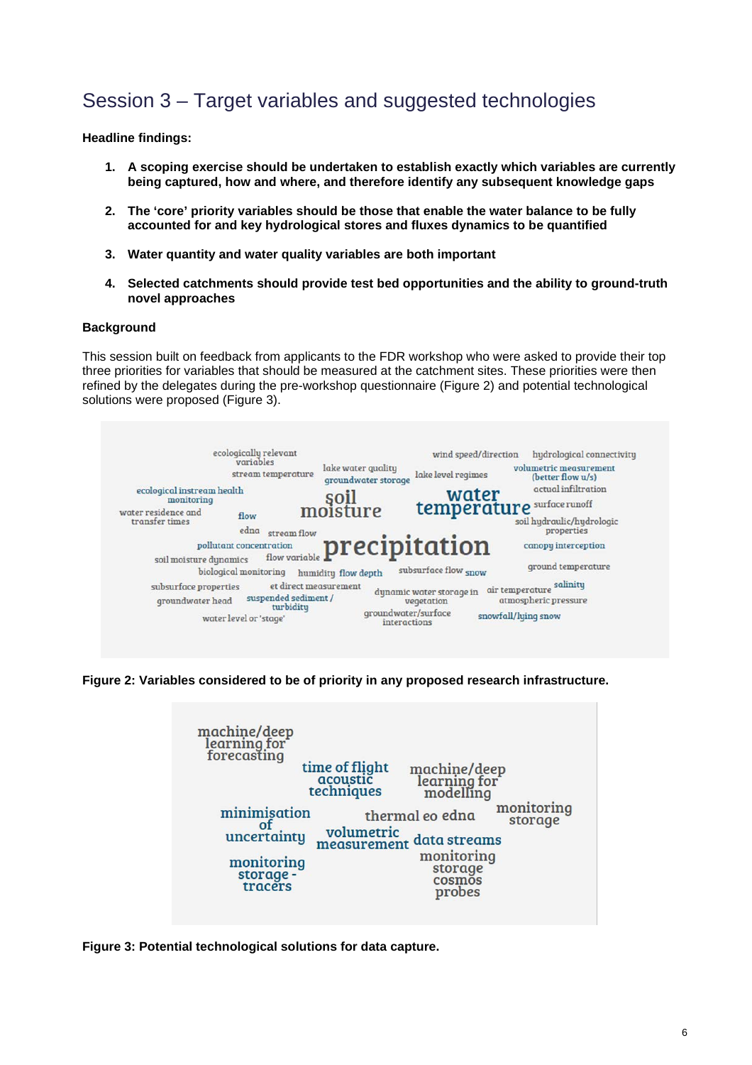## Session 3 – Target variables and suggested technologies

**Headline findings:**

1. **A scoping exercise should be undertaken to establish exactly which variables are currently being captured, how and where, and therefore identify any subsequent knowledge gaps**

2. **The 'core' priority variables should be those that enable the water balance to be fully accounted for and key hydrological stores and fluxes dynamics to be quantified**

3. **Water quantity and water quality variables are both important**

4. **Selected catchments should provide test bed opportunities and the ability to ground-truth novel approaches**

**Background**

This session built on feedback from applicants to the FDR workshop who were asked to provide their top three priorities for variables that should be measured at the catchment sites. These priorities were then refined by the delegates during the pre-workshop questionnaire (Figure 2) and potential technological solutions were proposed (Figure 3).

**Figure 2: Variables considered to be of priority in any proposed research infrastructure.**

**Figure 3: Potential technological solutions for data capture.**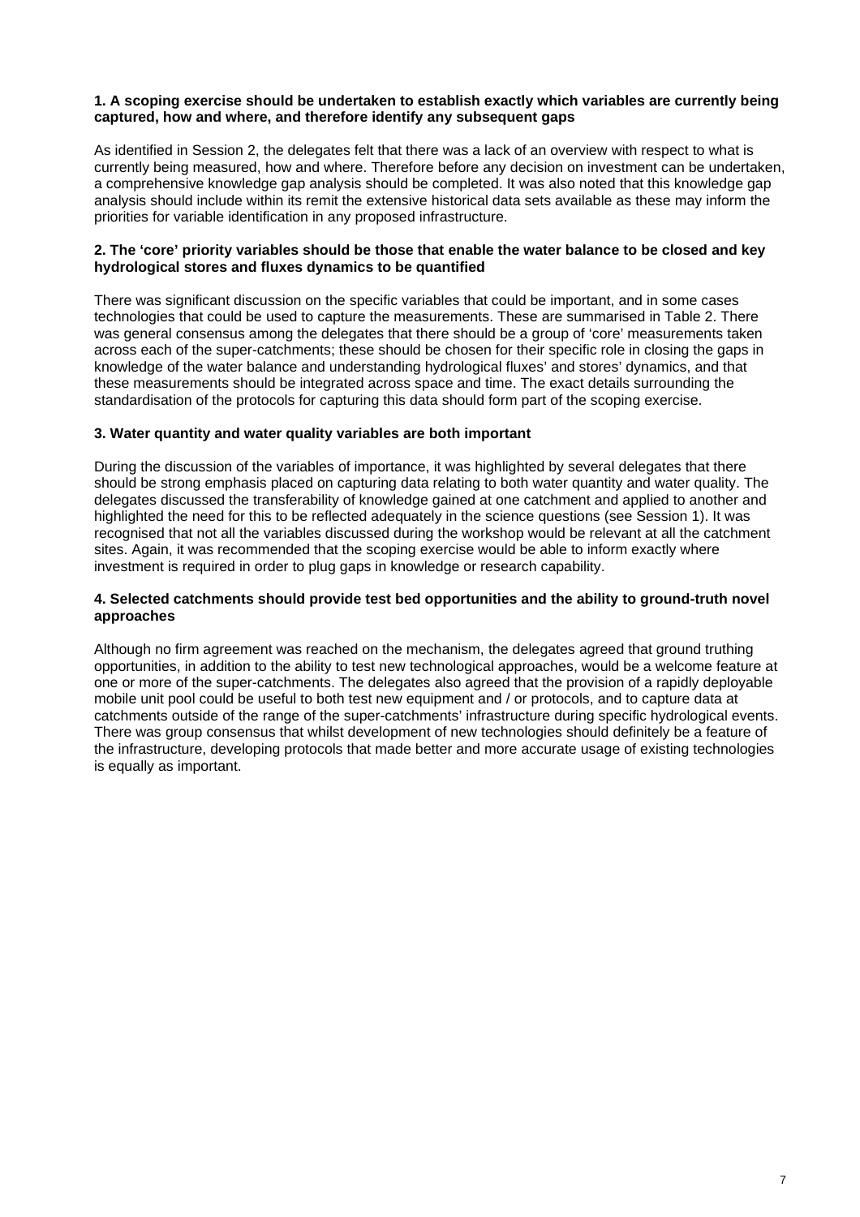**1. A scoping exercise should be undertaken to establish exactly which variables are currently being captured, how and where, and therefore identify any subsequent gaps**

As identified in Session 2, the delegates felt that there was a lack of an overview with respect to what is currently being measured, how and where. Therefore before any decision on investment can be undertaken, a comprehensive knowledge gap analysis should be completed. It was also noted that this knowledge gap analysis should include within its remit the extensive historical data sets available as these may inform the priorities for variable identification in any proposed infrastructure.

**2. The 'core' priority variables should be those that enable the water balance to be closed and key hydrological stores and fluxes dynamics to be quantified**

There was significant discussion on the specific variables that could be important, and in some cases technologies that could be used to capture the measurements. These are summarised in Table 2. There was general consensus among the delegates that there should be a group of 'core' measurements taken across each of the super-catchments; these should be chosen for their specific role in closing the gaps in knowledge of the water balance and understanding hydrological fluxes' and stores' dynamics, and that these measurements should be integrated across space and time. The exact details surrounding the standardisation of the protocols for capturing this data should form part of the scoping exercise.

**3. Water quantity and water quality variables are both important**

During the discussion of the variables of importance, it was highlighted by several delegates that there should be strong emphasis placed on capturing data relating to both water quantity and water quality. The delegates discussed the transferability of knowledge gained at one catchment and applied to another and highlighted the need for this to be reflected adequately in the science questions (see Session 1). It was recognised that not all the variables discussed during the workshop would be relevant at all the catchment sites. Again, it was recommended that the scoping exercise would be able to inform exactly where investment is required in order to plug gaps in knowledge or research capability.

**4. Selected catchments should provide test bed opportunities and the ability to ground-truth novel approaches**

Although no firm agreement was reached on the mechanism, the delegates agreed that ground truthing opportunities, in addition to the ability to test new technological approaches, would be a welcome feature at one or more of the super-catchments. The delegates also agreed that the provision of a rapidly deployable mobile unit pool could be useful to both test new equipment and / or protocols, and to capture data at catchments outside of the range of the super-catchments' infrastructure during specific hydrological events. There was group consensus that whilst development of new technologies should definitely be a feature of the infrastructure, developing protocols that made better and more accurate usage of existing technologies is equally as important.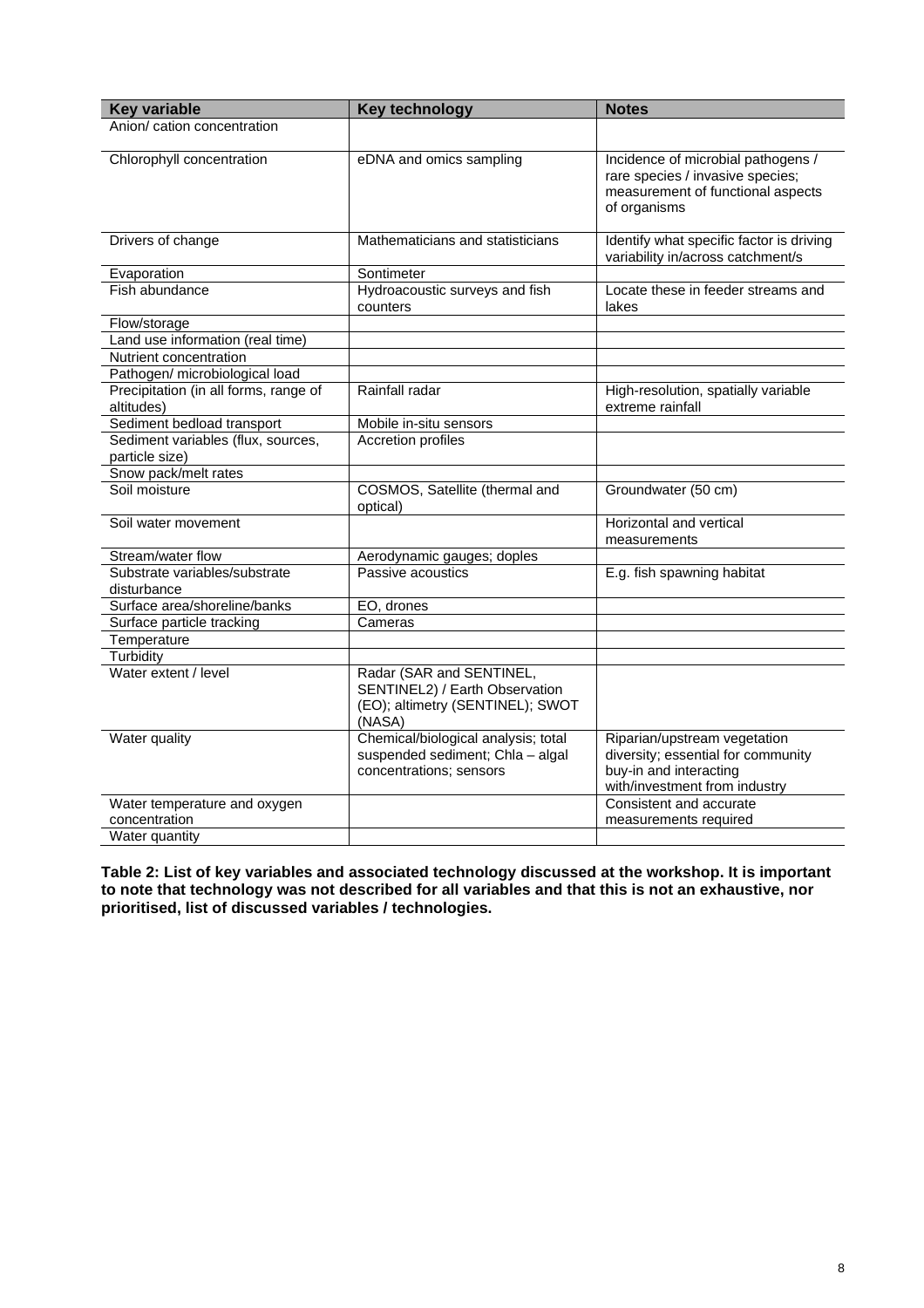| Key variable | Key technology | Notes |
|---|---|---|
| Anion/ cation concentration | | |
| Chlorophyll concentration | eDNA and omics sampling | Incidence of microbial pathogens / rare species / invasive species; measurement of functional aspects of organisms |
| Drivers of change | Mathematicians and statisticians | Identify what specific factor is driving variability in/across catchment/s |
| Evaporation | Sontimeter | |
| Fish abundance | Hydroacoustic surveys and fish counters | Locate these in feeder streams and lakes |
| Flow/storage | | |
| Land use information (real time) | | |
| Nutrient concentration | | |
| Pathogen/ microbiological load | | |
| Precipitation (in all forms, range of altitudes) | Rainfall radar | High-resolution, spatially variable extreme rainfall |
| Sediment bedload transport | Mobile in-situ sensors | |
| Sediment variables (flux, sources, particle size) | Accretion profiles | |
| Snow pack/melt rates | | |
| Soil moisture | COSMOS, Satellite (thermal and optical) | Groundwater (50 cm) |
| Soil water movement | | Horizontal and vertical measurements |
| Stream/water flow | Aerodynamic gauges; doples | |
| Substrate variables/substrate disturbance | Passive acoustics | E.g. fish spawning habitat |
| Surface area/shoreline/banks | EO, drones | |
| Surface particle tracking | Cameras | |
| Temperature | | |
| Turbidity | | |
| Water extent / level | Radar (SAR and SENTINEL, SENTINEL2) / Earth Observation (EO); altimetry (SENTINEL); SWOT (NASA) | |
| Water quality | Chemical/biological analysis; total suspended sediment; Chla – algal concentrations; sensors | Riparian/upstream vegetation diversity; essential for community buy-in and interacting with/investment from industry |
| Water temperature and oxygen concentration | | Consistent and accurate measurements required |
| Water quantity | | |

**Table 2: List of key variables and associated technology discussed at the workshop. It is important to note that technology was not described for all variables and that this is not an exhaustive, nor prioritised, list of discussed variables / technologies.**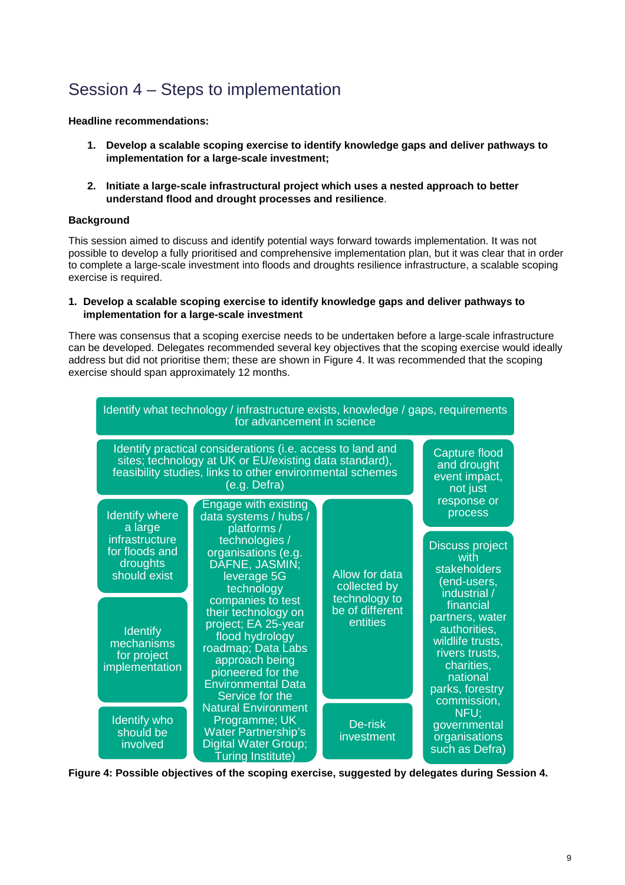## Session 4 – Steps to implementation

**Headline recommendations:**

1. **Develop a scalable scoping exercise to identify knowledge gaps and deliver pathways to implementation for a large-scale investment;**

2. **Initiate a large-scale infrastructural project which uses a nested approach to better understand flood and drought processes and resilience**.

**Background**

This session aimed to discuss and identify potential ways forward towards implementation. It was not possible to develop a fully prioritised and comprehensive implementation plan, but it was clear that in order to complete a large-scale investment into floods and droughts resilience infrastructure, a scalable scoping exercise is required.

**1. Develop a scalable scoping exercise to identify knowledge gaps and deliver pathways to implementation for a large-scale investment**

There was consensus that a scoping exercise needs to be undertaken before a large-scale infrastructure can be developed. Delegates recommended several key objectives that the scoping exercise would ideally address but did not prioritise them; these are shown in Figure 4. It was recommended that the scoping exercise should span approximately 12 months.

- Identify what technology / infrastructure exists, knowledge / gaps, requirements for advancement in science
- Identify practical considerations (i.e. access to land and sites; technology at UK or EU/existing data standard), feasibility studies, links to other environmental schemes (e.g. Defra)
- Capture flood and drought event impact, not just response or process
- Identify where a large infrastructure for floods and droughts should exist
- Identify mechanisms for project implementation
- Identify who should be involved
- Engage with existing data systems / hubs / platforms / technologies / organisations (e.g. DAFNE, JASMIN; leverage 5G technology companies to test their technology on project; EA 25-year flood hydrology roadmap; Data Labs approach being pioneered for the Environmental Data Service for the Natural Environment Programme; UK Water Partnership's Digital Water Group; Turing Institute)
- Allow for data collected by technology to be of different entities
- De-risk investment
- Discuss project with stakeholders (end-users, industrial / financial partners, water authorities, wildlife trusts, rivers trusts, charities, national parks, forestry commission, NFU; governmental organisations such as Defra)

**Figure 4: Possible objectives of the scoping exercise, suggested by delegates during Session 4.**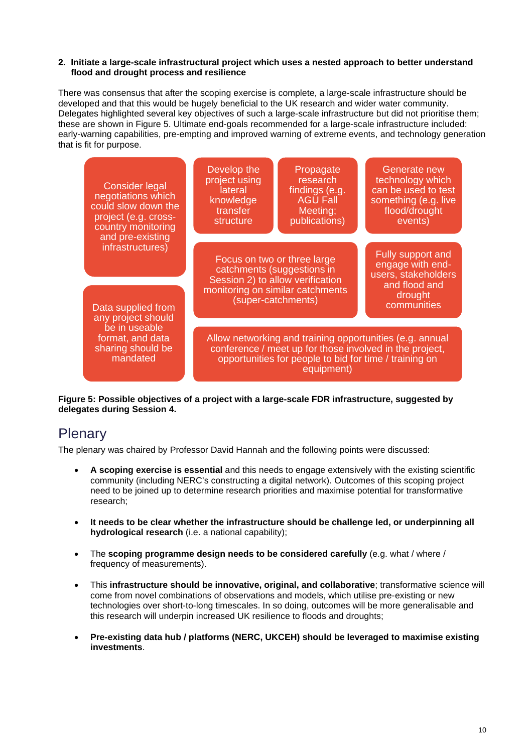**2. Initiate a large-scale infrastructural project which uses a nested approach to better understand flood and drought process and resilience**

There was consensus that after the scoping exercise is complete, a large-scale infrastructure should be developed and that this would be hugely beneficial to the UK research and wider water community. Delegates highlighted several key objectives of such a large-scale infrastructure but did not prioritise them; these are shown in Figure 5. Ultimate end-goals recommended for a large-scale infrastructure included: early-warning capabilities, pre-empting and improved warning of extreme events, and technology generation that is fit for purpose.

- Consider legal negotiations which could slow down the project (e.g. cross-country monitoring and pre-existing infrastructures)
- Develop the project using lateral knowledge transfer structure
- Propagate research findings (e.g. AGU Fall Meeting; publications)
- Generate new technology which can be used to test something (e.g. live flood/drought events)
- Focus on two or three large catchments (suggestions in Session 2) to allow verification monitoring on similar catchments (super-catchments)
- Fully support and engage with end-users, stakeholders and flood and drought communities
- Data supplied from any project should be in useable format, and data sharing should be mandated
- Allow networking and training opportunities (e.g. annual conference / meet up for those involved in the project, opportunities for people to bid for time / training on equipment)

**Figure 5: Possible objectives of a project with a large-scale FDR infrastructure, suggested by delegates during Session 4.**

## Plenary

The plenary was chaired by Professor David Hannah and the following points were discussed:

- **A scoping exercise is essential** and this needs to engage extensively with the existing scientific community (including NERC's constructing a digital network). Outcomes of this scoping project need to be joined up to determine research priorities and maximise potential for transformative research;
- **It needs to be clear whether the infrastructure should be challenge led, or underpinning all hydrological research** (i.e. a national capability);
- The **scoping programme design needs to be considered carefully** (e.g. what / where / frequency of measurements).
- This **infrastructure should be innovative, original, and collaborative**; transformative science will come from novel combinations of observations and models, which utilise pre-existing or new technologies over short-to-long timescales. In so doing, outcomes will be more generalisable and this research will underpin increased UK resilience to floods and droughts;
- **Pre-existing data hub / platforms (NERC, UKCEH) should be leveraged to maximise existing investments**.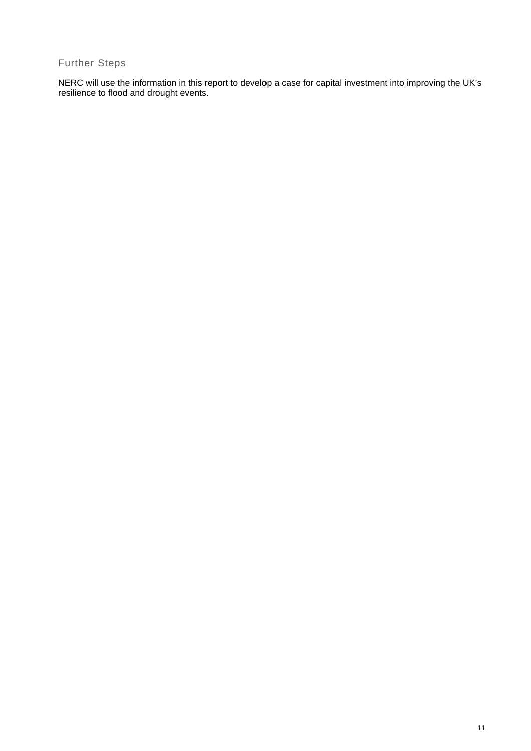## Further Steps

NERC will use the information in this report to develop a case for capital investment into improving the UK's resilience to flood and drought events.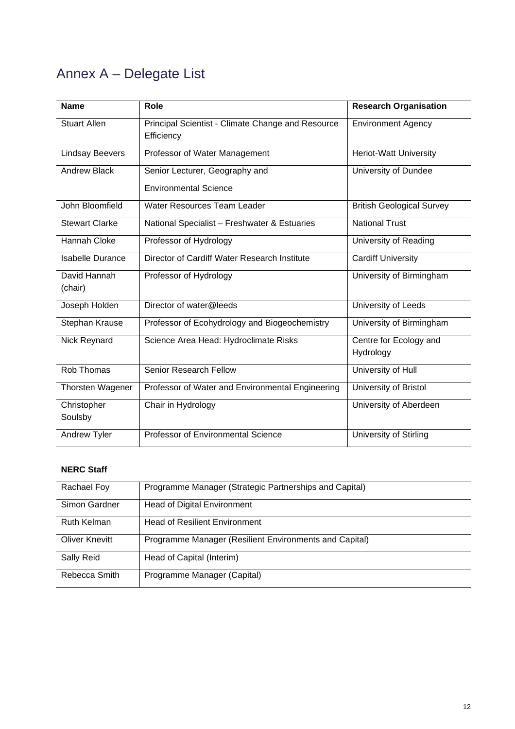# Annex A – Delegate List

| Name | Role | Research Organisation |
|---|---|---|
| Stuart Allen | Principal Scientist - Climate Change and Resource Efficiency | Environment Agency |
| Lindsay Beevers | Professor of Water Management | Heriot-Watt University |
| Andrew Black | Senior Lecturer, Geography and Environmental Science | University of Dundee |
| John Bloomfield | Water Resources Team Leader | British Geological Survey |
| Stewart Clarke | National Specialist – Freshwater & Estuaries | National Trust |
| Hannah Cloke | Professor of Hydrology | University of Reading |
| Isabelle Durance | Director of Cardiff Water Research Institute | Cardiff University |
| David Hannah (chair) | Professor of Hydrology | University of Birmingham |
| Joseph Holden | Director of water@leeds | University of Leeds |
| Stephan Krause | Professor of Ecohydrology and Biogeochemistry | University of Birmingham |
| Nick Reynard | Science Area Head: Hydroclimate Risks | Centre for Ecology and Hydrology |
| Rob Thomas | Senior Research Fellow | University of Hull |
| Thorsten Wagener | Professor of Water and Environmental Engineering | University of Bristol |
| Christopher Soulsby | Chair in Hydrology | University of Aberdeen |
| Andrew Tyler | Professor of Environmental Science | University of Stirling |

**NERC Staff**

| | |
|---|---|
| Rachael Foy | Programme Manager (Strategic Partnerships and Capital) |
| Simon Gardner | Head of Digital Environment |
| Ruth Kelman | Head of Resilient Environment |
| Oliver Knevitt | Programme Manager (Resilient Environments and Capital) |
| Sally Reid | Head of Capital (Interim) |
| Rebecca Smith | Programme Manager (Capital) |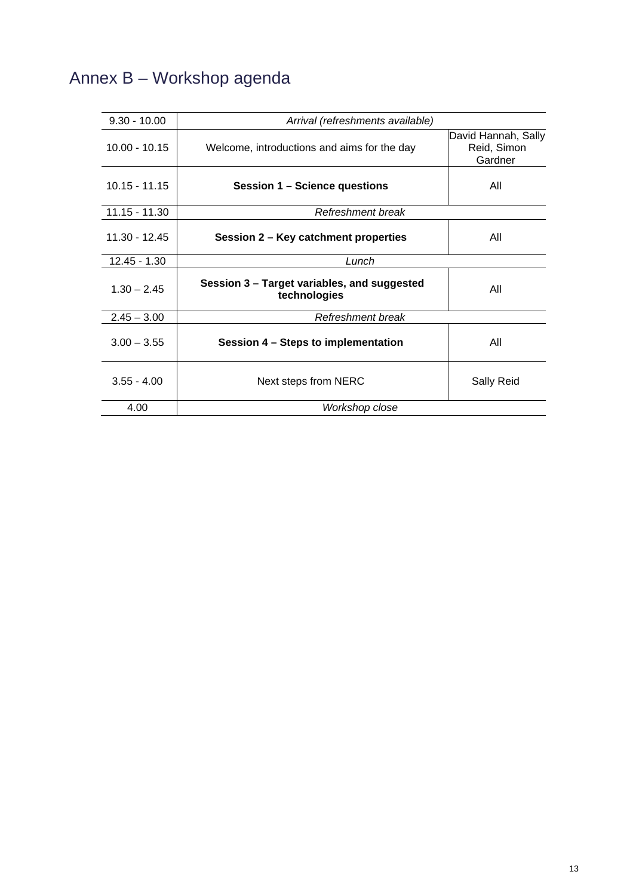# Annex B – Workshop agenda

| | | |
|---|---|---|
| 9.30 - 10.00 | *Arrival (refreshments available)* | |
| 10.00 - 10.15 | Welcome, introductions and aims for the day | David Hannah, Sally Reid, Simon Gardner |
| 10.15 - 11.15 | **Session 1 – Science questions** | All |
| 11.15 - 11.30 | *Refreshment break* | |
| 11.30 - 12.45 | **Session 2 – Key catchment properties** | All |
| 12.45 - 1.30 | *Lunch* | |
| 1.30 – 2.45 | **Session 3 – Target variables, and suggested technologies** | All |
| 2.45 – 3.00 | *Refreshment break* | |
| 3.00 – 3.55 | **Session 4 – Steps to implementation** | All |
| 3.55 - 4.00 | Next steps from NERC | Sally Reid |
| 4.00 | *Workshop close* | |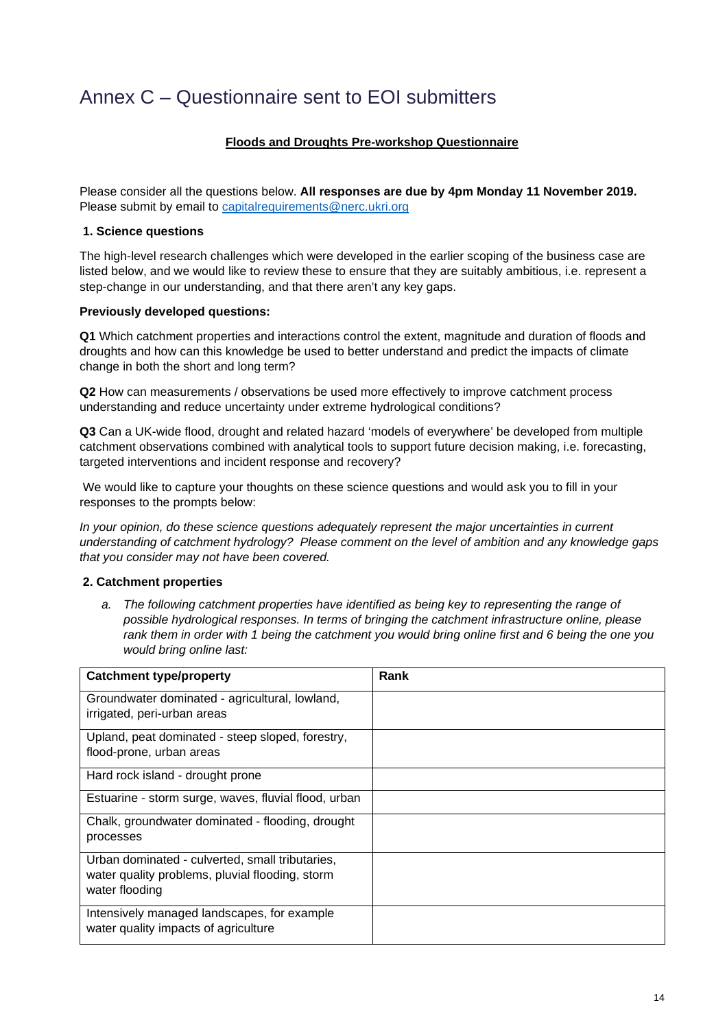# Annex C – Questionnaire sent to EOI submitters

**Floods and Droughts Pre-workshop Questionnaire**

Please consider all the questions below. **All responses are due by 4pm Monday 11 November 2019.** Please submit by email to capitalrequirements@nerc.ukri.org

**1. Science questions**

The high-level research challenges which were developed in the earlier scoping of the business case are listed below, and we would like to review these to ensure that they are suitably ambitious, i.e. represent a step-change in our understanding, and that there aren't any key gaps.

**Previously developed questions:**

**Q1** Which catchment properties and interactions control the extent, magnitude and duration of floods and droughts and how can this knowledge be used to better understand and predict the impacts of climate change in both the short and long term?

**Q2** How can measurements / observations be used more effectively to improve catchment process understanding and reduce uncertainty under extreme hydrological conditions?

**Q3** Can a UK-wide flood, drought and related hazard 'models of everywhere' be developed from multiple catchment observations combined with analytical tools to support future decision making, i.e. forecasting, targeted interventions and incident response and recovery?

We would like to capture your thoughts on these science questions and would ask you to fill in your responses to the prompts below:

*In your opinion, do these science questions adequately represent the major uncertainties in current understanding of catchment hydrology? Please comment on the level of ambition and any knowledge gaps that you consider may not have been covered.*

**2. Catchment properties**

a. *The following catchment properties have identified as being key to representing the range of possible hydrological responses. In terms of bringing the catchment infrastructure online, please rank them in order with 1 being the catchment you would bring online first and 6 being the one you would bring online last:*

| Catchment type/property | Rank |
|---|---|
| Groundwater dominated - agricultural, lowland, irrigated, peri-urban areas | |
| Upland, peat dominated - steep sloped, forestry, flood-prone, urban areas | |
| Hard rock island - drought prone | |
| Estuarine - storm surge, waves, fluvial flood, urban | |
| Chalk, groundwater dominated - flooding, drought processes | |
| Urban dominated - culverted, small tributaries, water quality problems, pluvial flooding, storm water flooding | |
| Intensively managed landscapes, for example water quality impacts of agriculture | |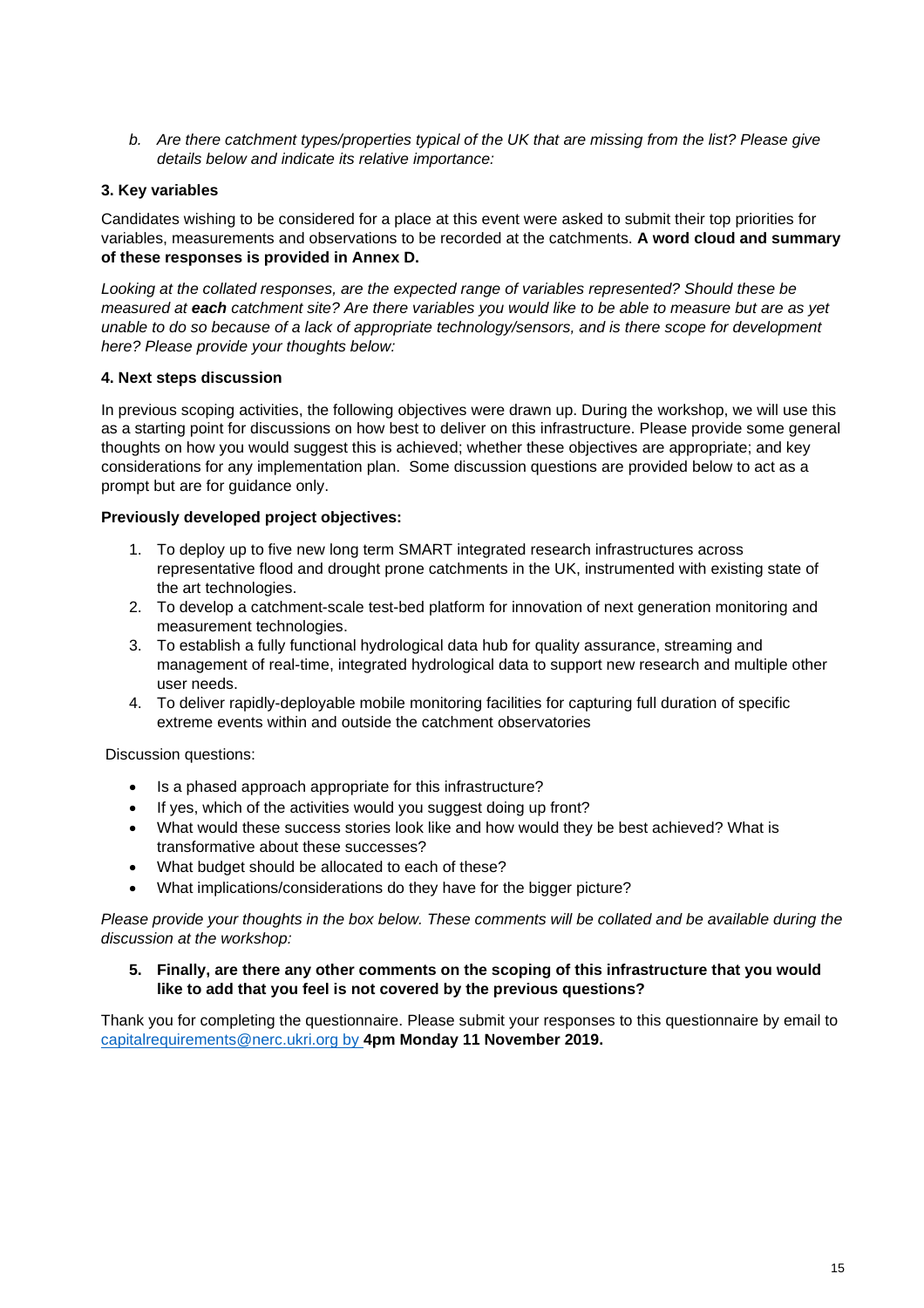b. *Are there catchment types/properties typical of the UK that are missing from the list? Please give details below and indicate its relative importance:*

**3. Key variables**

Candidates wishing to be considered for a place at this event were asked to submit their top priorities for variables, measurements and observations to be recorded at the catchments. **A word cloud and summary of these responses is provided in Annex D.**

*Looking at the collated responses, are the expected range of variables represented? Should these be measured at* ***each*** *catchment site? Are there variables you would like to be able to measure but are as yet unable to do so because of a lack of appropriate technology/sensors, and is there scope for development here? Please provide your thoughts below:*

**4. Next steps discussion**

In previous scoping activities, the following objectives were drawn up. During the workshop, we will use this as a starting point for discussions on how best to deliver on this infrastructure. Please provide some general thoughts on how you would suggest this is achieved; whether these objectives are appropriate; and key considerations for any implementation plan. Some discussion questions are provided below to act as a prompt but are for guidance only.

**Previously developed project objectives:**

1. To deploy up to five new long term SMART integrated research infrastructures across representative flood and drought prone catchments in the UK, instrumented with existing state of the art technologies.
2. To develop a catchment-scale test-bed platform for innovation of next generation monitoring and measurement technologies.
3. To establish a fully functional hydrological data hub for quality assurance, streaming and management of real-time, integrated hydrological data to support new research and multiple other user needs.
4. To deliver rapidly-deployable mobile monitoring facilities for capturing full duration of specific extreme events within and outside the catchment observatories

Discussion questions:

- Is a phased approach appropriate for this infrastructure?
- If yes, which of the activities would you suggest doing up front?
- What would these success stories look like and how would they be best achieved? What is transformative about these successes?
- What budget should be allocated to each of these?
- What implications/considerations do they have for the bigger picture?

*Please provide your thoughts in the box below. These comments will be collated and be available during the discussion at the workshop:*

**5. Finally, are there any other comments on the scoping of this infrastructure that you would like to add that you feel is not covered by the previous questions?**

Thank you for completing the questionnaire. Please submit your responses to this questionnaire by email to capitalrequirements@nerc.ukri.org by **4pm Monday 11 November 2019.**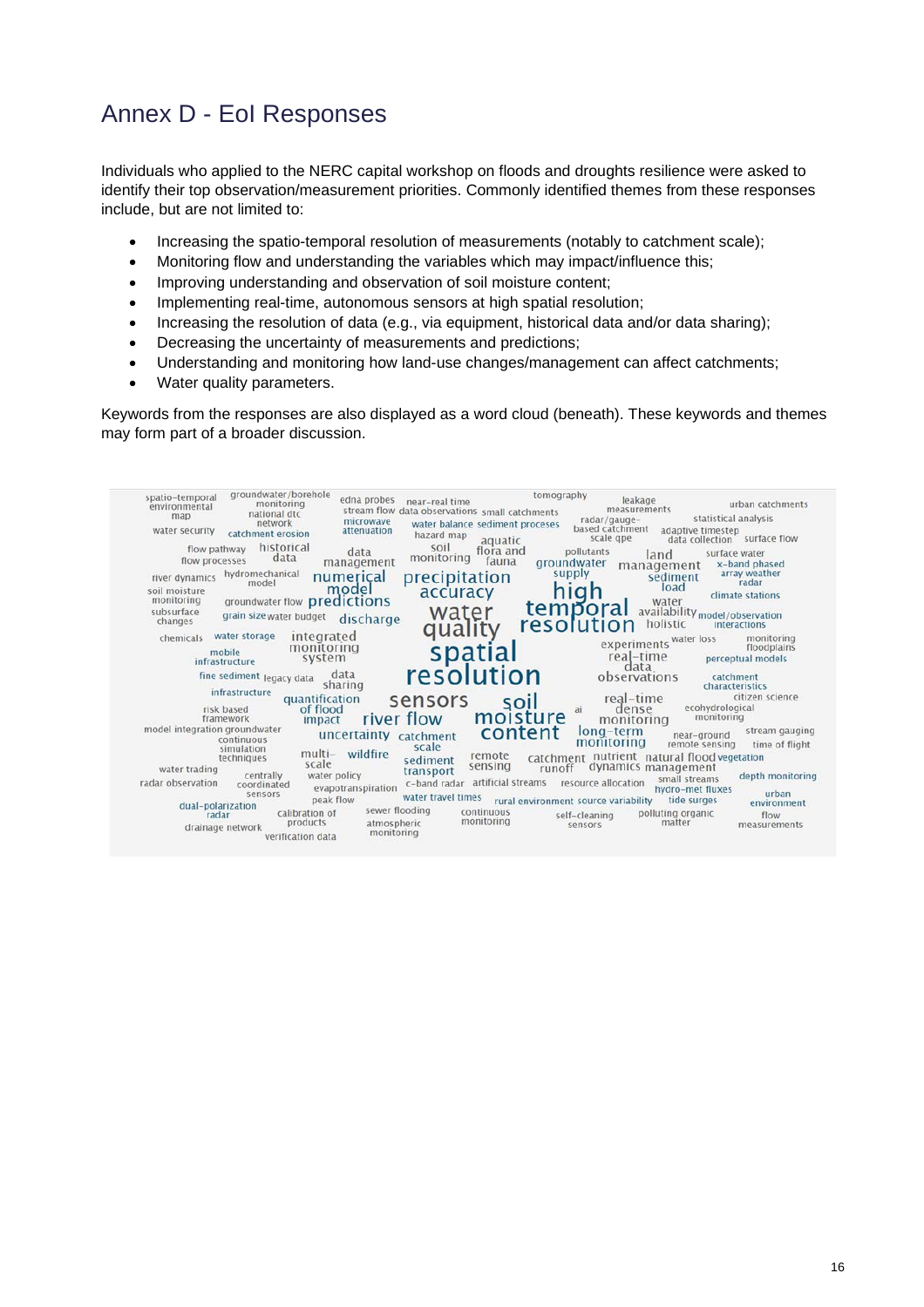# Annex D - EoI Responses

Individuals who applied to the NERC capital workshop on floods and droughts resilience were asked to identify their top observation/measurement priorities. Commonly identified themes from these responses include, but are not limited to:

- Increasing the spatio-temporal resolution of measurements (notably to catchment scale);
- Monitoring flow and understanding the variables which may impact/influence this;
- Improving understanding and observation of soil moisture content;
- Implementing real-time, autonomous sensors at high spatial resolution;
- Increasing the resolution of data (e.g., via equipment, historical data and/or data sharing);
- Decreasing the uncertainty of measurements and predictions;
- Understanding and monitoring how land-use changes/management can affect catchments;
- Water quality parameters.

Keywords from the responses are also displayed as a word cloud (beneath). These keywords and themes may form part of a broader discussion.

spatio-temporal environmental map
groundwater/borehole monitoring
national dtc network
edna probes
stream flow
near-real time
data observations
small catchments
tomography
leakage measurements
urban catchments
microwave attenuation
water balance
sediment processes
radar/gauge-based catchment scale qpe
statistical analysis
water security
catchment erosion
hazard map
adaptive timestep data collection
surface flow
flow pathway
flow processes
historical data
data management
soil monitoring
aquatic flora and fauna
pollutants
groundwater supply
land management
surface water
x-band phased array weather radar
river dynamics
hydromechanical model
numerical model
precipitation accuracy
sediment load
soil moisture monitoring
climate stations
subsurface changes
groundwater flow
predictions
grain size
water budget
discharge
water quality
high temporal resolution
water availability
holistic
model/observation interactions
chemicals
water storage
integrated monitoring system
spatial resolution
experiments
water loss
monitoring floodplains
mobile infrastructure
real-time data observations
perceptual models
fine sediment
legacy data
data sharing
catchment characteristics
infrastructure
quantification of flood impact
sensors
soil moisture content
ai
real-time dense monitoring
citizen science
risk based framework
ecohydrological monitoring
model integration
groundwater
continuous simulation techniques
river flow
uncertainty
catchment scale
long-term monitoring
near-ground remote sensing
stream gauging
time of flight
water trading
multi-scale
wildfire
sediment transport
remote sensing
catchment runoff
nutrient dynamics
natural flood management
vegetation
radar observation
centrally coordinated sensors
water policy
evapotranspiration
c-band radar
artificial streams
resource allocation
small streams
hydro-met fluxes
depth monitoring
urban environment
dual-polarization radar
calibration of products
peak flow
water travel times
sewer flooding
atmospheric monitoring
continuous monitoring
rural environment
source variability
tide surges
self-cleaning sensors
polluting organic matter
flow measurements
drainage network
verification data